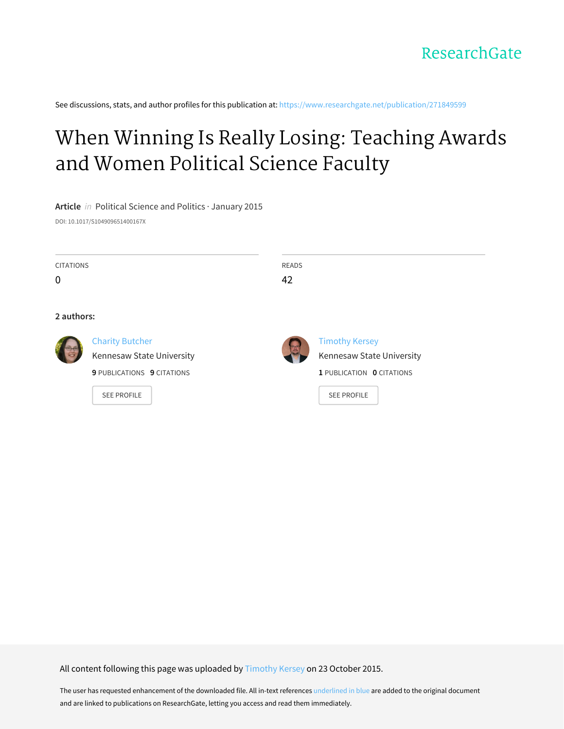ResearchGate

See discussions, stats, and author profiles for this publication at: https://www.researchgate.net/publication/271849599

# When Winning Is Really Losing: Teaching Awards and Women Political Science Faculty

**Article** *in* Political Science and Politics · January 2015

DOI: 10.1017/S104909651400167X

| CITATIONS | READS |
|---|---|
| 0 | 42 |

**2 authors:**

Charity Butcher
Kennesaw State University
**9** PUBLICATIONS **9** CITATIONS
SEE PROFILE

Timothy Kersey
Kennesaw State University
**1** PUBLICATION **0** CITATIONS
SEE PROFILE

All content following this page was uploaded by Timothy Kersey on 23 October 2015.

The user has requested enhancement of the downloaded file. All in-text references underlined in blue are added to the original document and are linked to publications on ResearchGate, letting you access and read them immediately.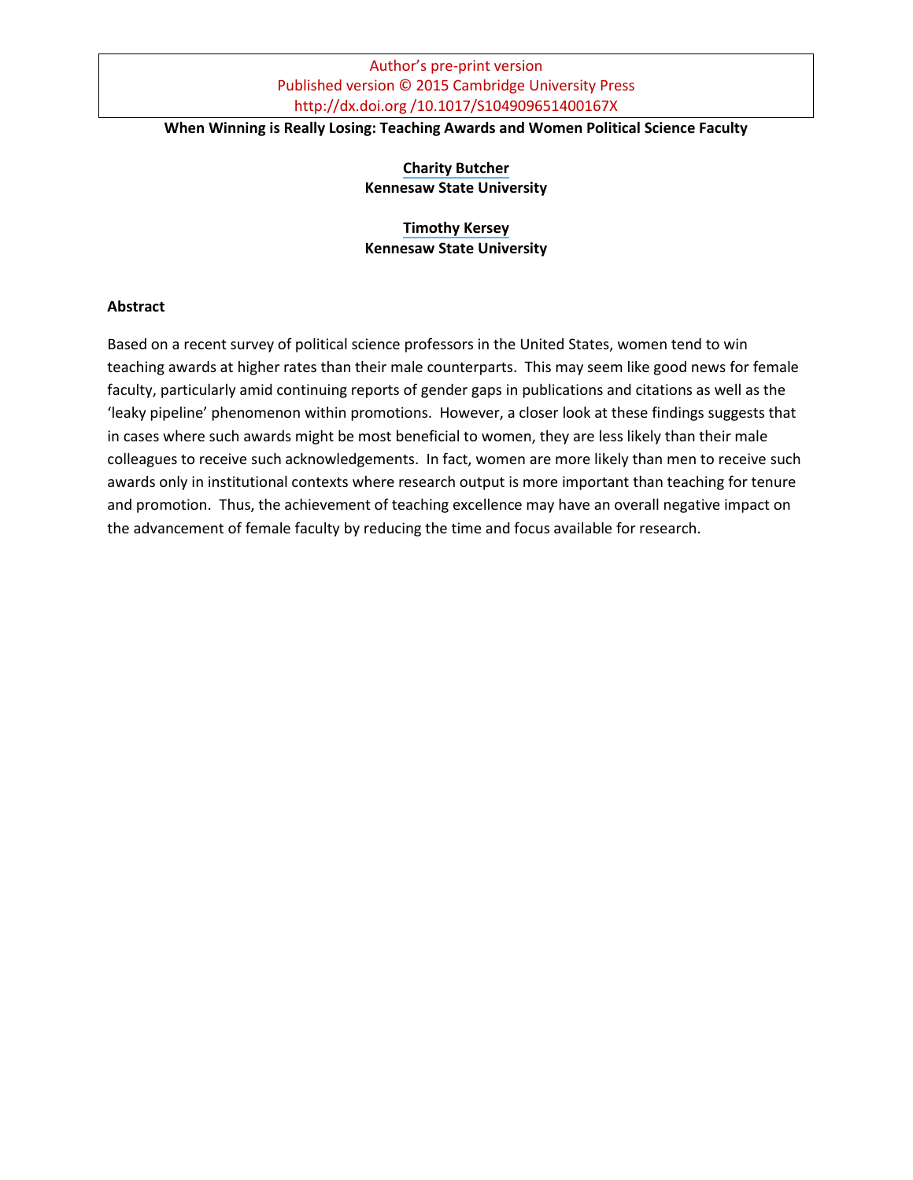Author's pre-print version
Published version © 2015 Cambridge University Press
http://dx.doi.org /10.1017/S104909651400167X

**When Winning is Really Losing: Teaching Awards and Women Political Science Faculty**

**Charity Butcher**
**Kennesaw State University**

**Timothy Kersey**
**Kennesaw State University**

**Abstract**

Based on a recent survey of political science professors in the United States, women tend to win teaching awards at higher rates than their male counterparts. This may seem like good news for female faculty, particularly amid continuing reports of gender gaps in publications and citations as well as the 'leaky pipeline' phenomenon within promotions. However, a closer look at these findings suggests that in cases where such awards might be most beneficial to women, they are less likely than their male colleagues to receive such acknowledgements. In fact, women are more likely than men to receive such awards only in institutional contexts where research output is more important than teaching for tenure and promotion. Thus, the achievement of teaching excellence may have an overall negative impact on the advancement of female faculty by reducing the time and focus available for research.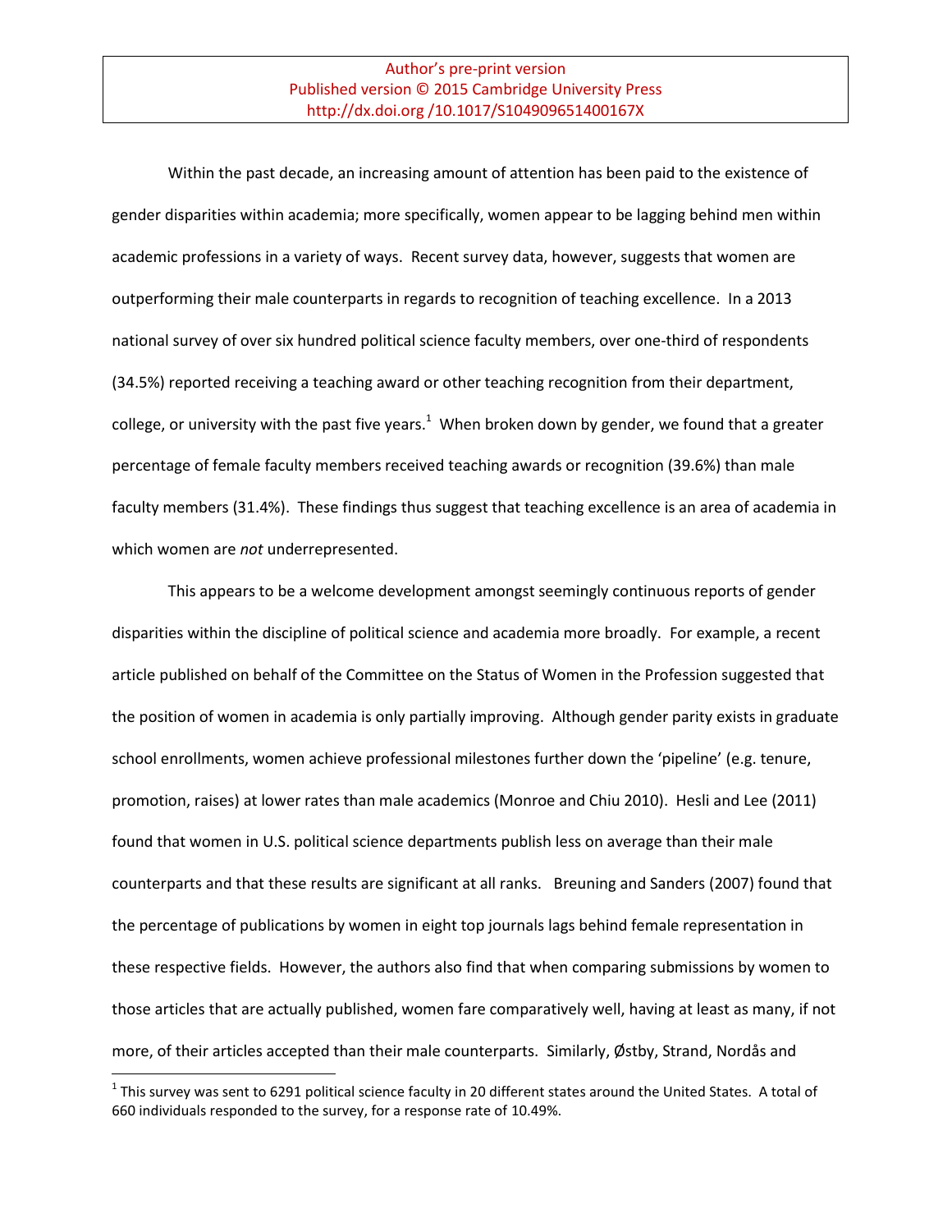Author's pre-print version
Published version © 2015 Cambridge University Press
http://dx.doi.org /10.1017/S104909651400167X

Within the past decade, an increasing amount of attention has been paid to the existence of gender disparities within academia; more specifically, women appear to be lagging behind men within academic professions in a variety of ways. Recent survey data, however, suggests that women are outperforming their male counterparts in regards to recognition of teaching excellence. In a 2013 national survey of over six hundred political science faculty members, over one-third of respondents (34.5%) reported receiving a teaching award or other teaching recognition from their department, college, or university with the past five years.[1] When broken down by gender, we found that a greater percentage of female faculty members received teaching awards or recognition (39.6%) than male faculty members (31.4%). These findings thus suggest that teaching excellence is an area of academia in which women are *not* underrepresented.

This appears to be a welcome development amongst seemingly continuous reports of gender disparities within the discipline of political science and academia more broadly. For example, a recent article published on behalf of the Committee on the Status of Women in the Profession suggested that the position of women in academia is only partially improving. Although gender parity exists in graduate school enrollments, women achieve professional milestones further down the 'pipeline' (e.g. tenure, promotion, raises) at lower rates than male academics (Monroe and Chiu 2010). Hesli and Lee (2011) found that women in U.S. political science departments publish less on average than their male counterparts and that these results are significant at all ranks. Breuning and Sanders (2007) found that the percentage of publications by women in eight top journals lags behind female representation in these respective fields. However, the authors also find that when comparing submissions by women to those articles that are actually published, women fare comparatively well, having at least as many, if not more, of their articles accepted than their male counterparts. Similarly, Østby, Strand, Nordås and

[1] This survey was sent to 6291 political science faculty in 20 different states around the United States. A total of 660 individuals responded to the survey, for a response rate of 10.49%.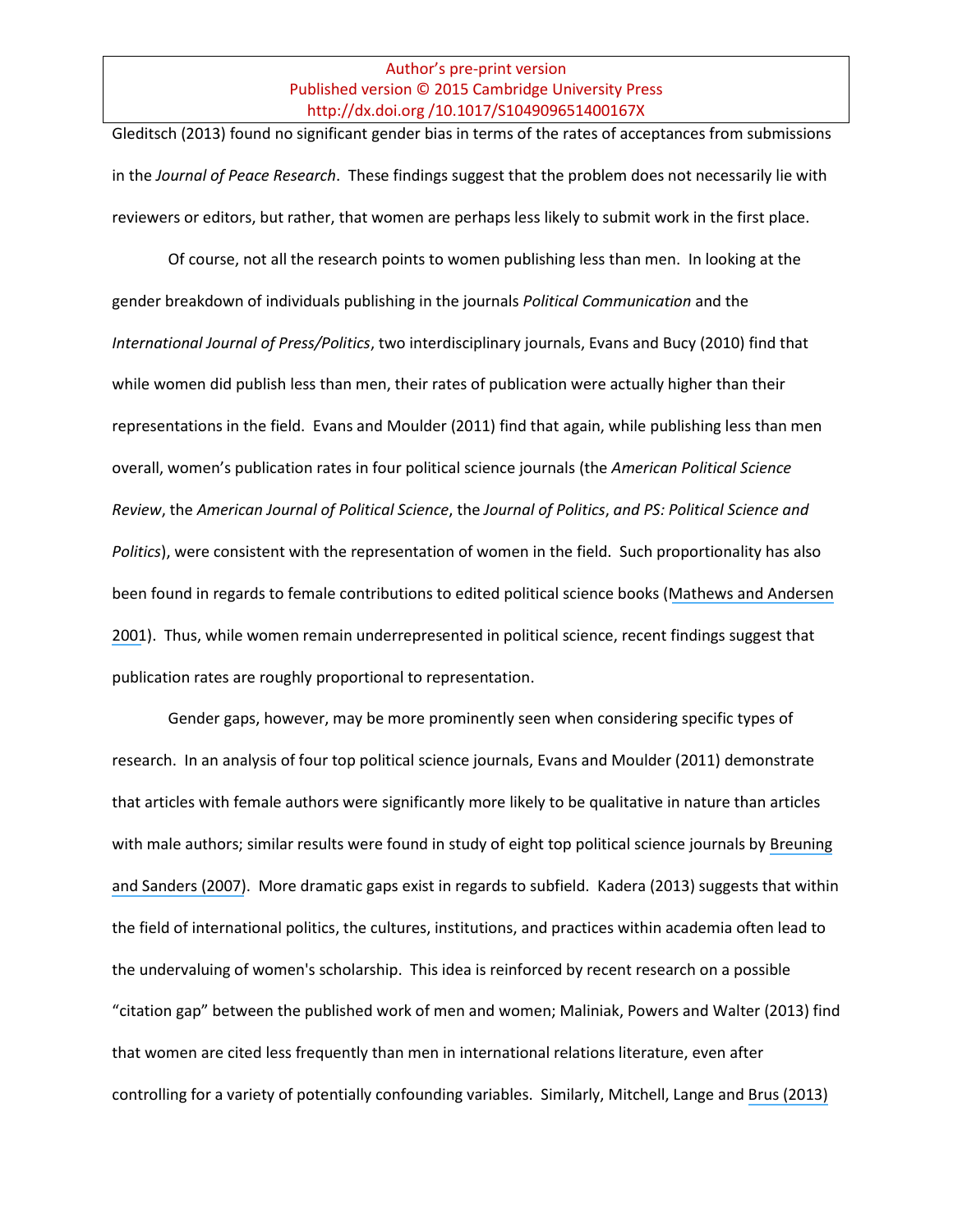Gleditsch (2013) found no significant gender bias in terms of the rates of acceptances from submissions in the *Journal of Peace Research*. These findings suggest that the problem does not necessarily lie with reviewers or editors, but rather, that women are perhaps less likely to submit work in the first place.

Of course, not all the research points to women publishing less than men. In looking at the gender breakdown of individuals publishing in the journals *Political Communication* and the *International Journal of Press/Politics*, two interdisciplinary journals, Evans and Bucy (2010) find that while women did publish less than men, their rates of publication were actually higher than their representations in the field. Evans and Moulder (2011) find that again, while publishing less than men overall, women's publication rates in four political science journals (the *American Political Science Review*, the *American Journal of Political Science*, the *Journal of Politics*, *and PS: Political Science and Politics*), were consistent with the representation of women in the field. Such proportionality has also been found in regards to female contributions to edited political science books (Mathews and Andersen 2001). Thus, while women remain underrepresented in political science, recent findings suggest that publication rates are roughly proportional to representation.

Gender gaps, however, may be more prominently seen when considering specific types of research. In an analysis of four top political science journals, Evans and Moulder (2011) demonstrate that articles with female authors were significantly more likely to be qualitative in nature than articles with male authors; similar results were found in study of eight top political science journals by Breuning and Sanders (2007). More dramatic gaps exist in regards to subfield. Kadera (2013) suggests that within the field of international politics, the cultures, institutions, and practices within academia often lead to the undervaluing of women's scholarship. This idea is reinforced by recent research on a possible "citation gap" between the published work of men and women; Maliniak, Powers and Walter (2013) find that women are cited less frequently than men in international relations literature, even after controlling for a variety of potentially confounding variables. Similarly, Mitchell, Lange and Brus (2013)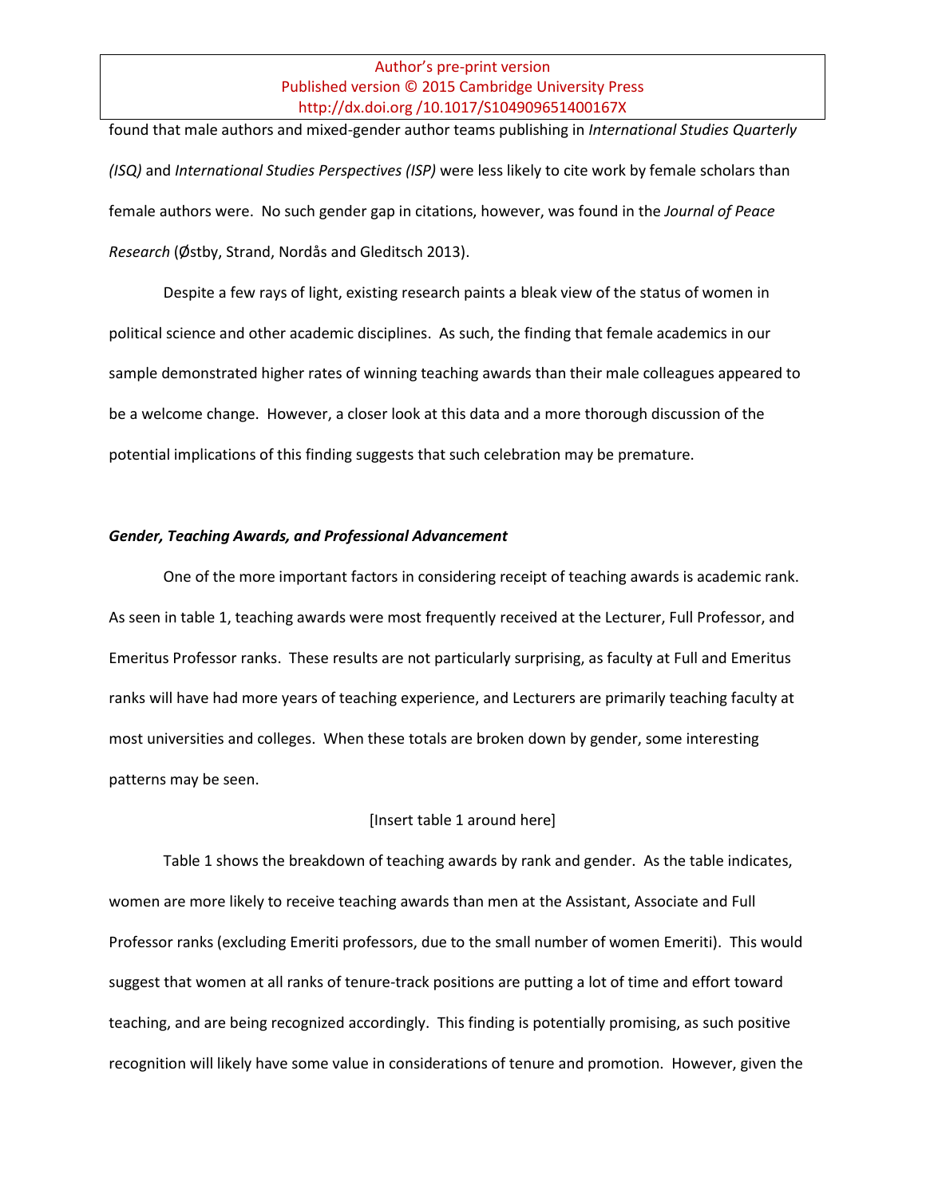found that male authors and mixed-gender author teams publishing in *International Studies Quarterly (ISQ)* and *International Studies Perspectives (ISP)* were less likely to cite work by female scholars than female authors were. No such gender gap in citations, however, was found in the *Journal of Peace Research* (Østby, Strand, Nordås and Gleditsch 2013).

Despite a few rays of light, existing research paints a bleak view of the status of women in political science and other academic disciplines. As such, the finding that female academics in our sample demonstrated higher rates of winning teaching awards than their male colleagues appeared to be a welcome change. However, a closer look at this data and a more thorough discussion of the potential implications of this finding suggests that such celebration may be premature.

***Gender, Teaching Awards, and Professional Advancement***

One of the more important factors in considering receipt of teaching awards is academic rank. As seen in table 1, teaching awards were most frequently received at the Lecturer, Full Professor, and Emeritus Professor ranks. These results are not particularly surprising, as faculty at Full and Emeritus ranks will have had more years of teaching experience, and Lecturers are primarily teaching faculty at most universities and colleges. When these totals are broken down by gender, some interesting patterns may be seen.

[Insert table 1 around here]

Table 1 shows the breakdown of teaching awards by rank and gender. As the table indicates, women are more likely to receive teaching awards than men at the Assistant, Associate and Full Professor ranks (excluding Emeriti professors, due to the small number of women Emeriti). This would suggest that women at all ranks of tenure-track positions are putting a lot of time and effort toward teaching, and are being recognized accordingly. This finding is potentially promising, as such positive recognition will likely have some value in considerations of tenure and promotion. However, given the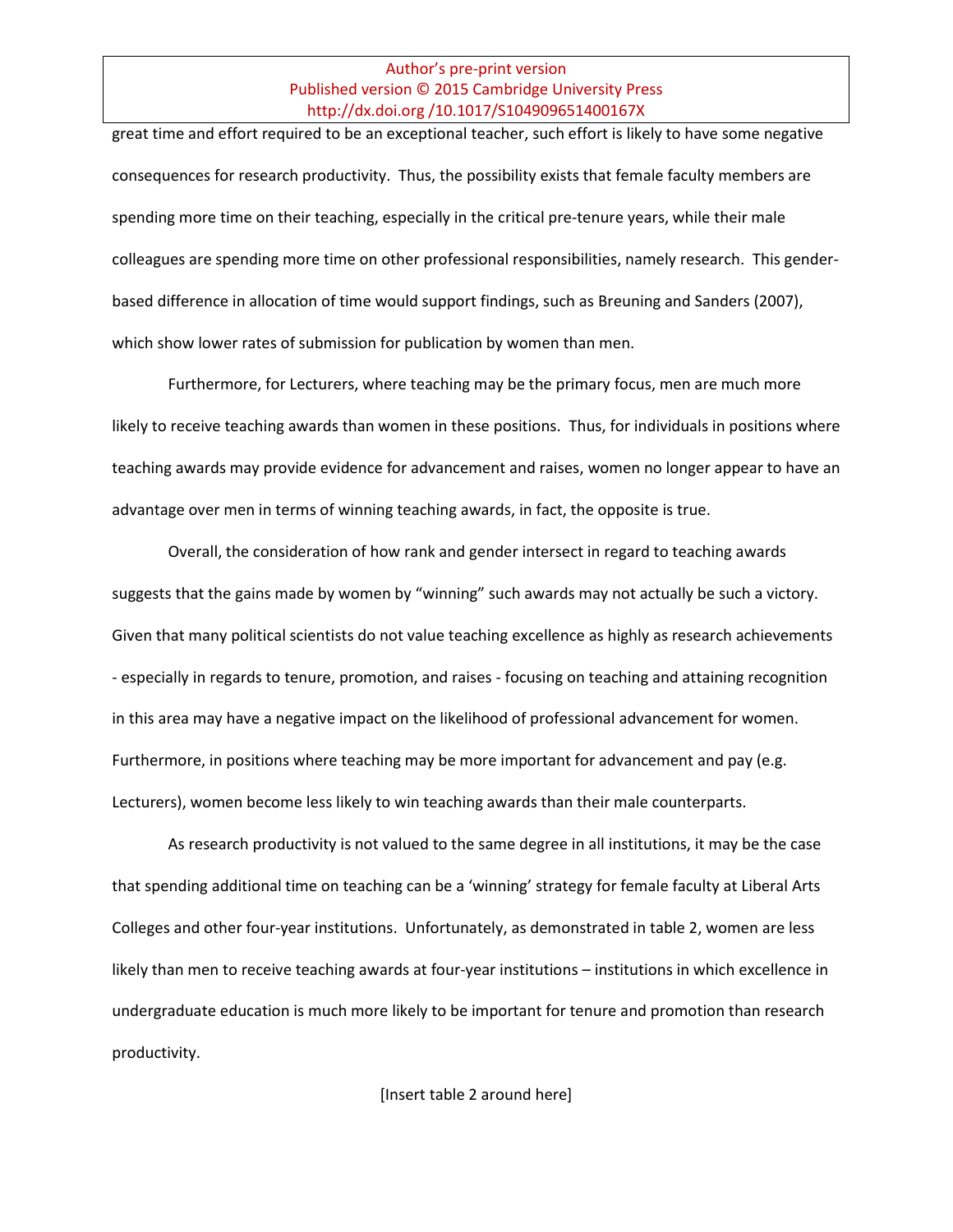great time and effort required to be an exceptional teacher, such effort is likely to have some negative consequences for research productivity. Thus, the possibility exists that female faculty members are spending more time on their teaching, especially in the critical pre-tenure years, while their male colleagues are spending more time on other professional responsibilities, namely research. This gender-based difference in allocation of time would support findings, such as Breuning and Sanders (2007), which show lower rates of submission for publication by women than men.

Furthermore, for Lecturers, where teaching may be the primary focus, men are much more likely to receive teaching awards than women in these positions. Thus, for individuals in positions where teaching awards may provide evidence for advancement and raises, women no longer appear to have an advantage over men in terms of winning teaching awards, in fact, the opposite is true.

Overall, the consideration of how rank and gender intersect in regard to teaching awards suggests that the gains made by women by "winning" such awards may not actually be such a victory. Given that many political scientists do not value teaching excellence as highly as research achievements - especially in regards to tenure, promotion, and raises - focusing on teaching and attaining recognition in this area may have a negative impact on the likelihood of professional advancement for women. Furthermore, in positions where teaching may be more important for advancement and pay (e.g. Lecturers), women become less likely to win teaching awards than their male counterparts.

As research productivity is not valued to the same degree in all institutions, it may be the case that spending additional time on teaching can be a 'winning' strategy for female faculty at Liberal Arts Colleges and other four-year institutions. Unfortunately, as demonstrated in table 2, women are less likely than men to receive teaching awards at four-year institutions – institutions in which excellence in undergraduate education is much more likely to be important for tenure and promotion than research productivity.

[Insert table 2 around here]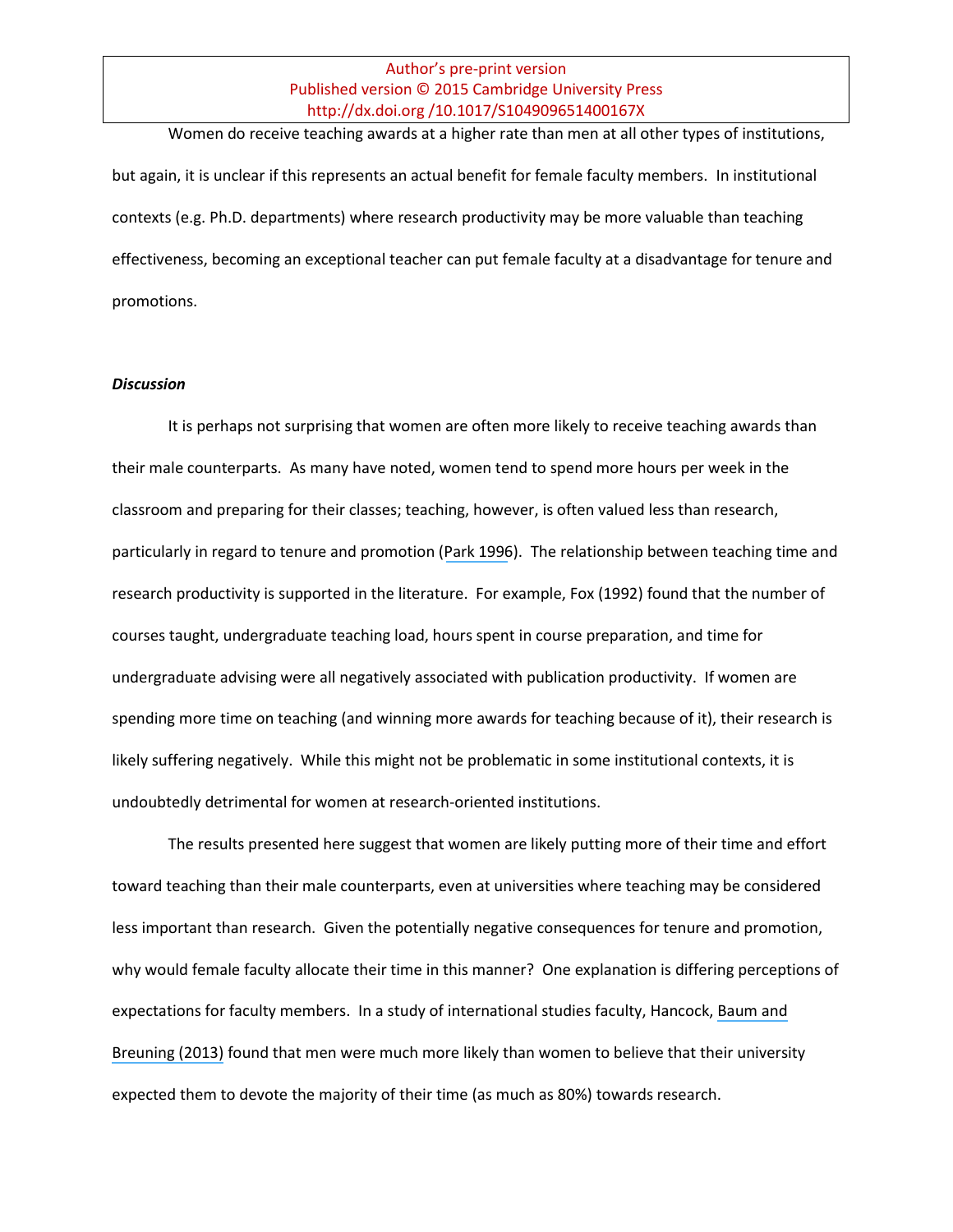Women do receive teaching awards at a higher rate than men at all other types of institutions, but again, it is unclear if this represents an actual benefit for female faculty members. In institutional contexts (e.g. Ph.D. departments) where research productivity may be more valuable than teaching effectiveness, becoming an exceptional teacher can put female faculty at a disadvantage for tenure and promotions.

***Discussion***

It is perhaps not surprising that women are often more likely to receive teaching awards than their male counterparts. As many have noted, women tend to spend more hours per week in the classroom and preparing for their classes; teaching, however, is often valued less than research, particularly in regard to tenure and promotion (Park 1996). The relationship between teaching time and research productivity is supported in the literature. For example, Fox (1992) found that the number of courses taught, undergraduate teaching load, hours spent in course preparation, and time for undergraduate advising were all negatively associated with publication productivity. If women are spending more time on teaching (and winning more awards for teaching because of it), their research is likely suffering negatively. While this might not be problematic in some institutional contexts, it is undoubtedly detrimental for women at research-oriented institutions.

The results presented here suggest that women are likely putting more of their time and effort toward teaching than their male counterparts, even at universities where teaching may be considered less important than research. Given the potentially negative consequences for tenure and promotion, why would female faculty allocate their time in this manner? One explanation is differing perceptions of expectations for faculty members. In a study of international studies faculty, Hancock, Baum and Breuning (2013) found that men were much more likely than women to believe that their university expected them to devote the majority of their time (as much as 80%) towards research.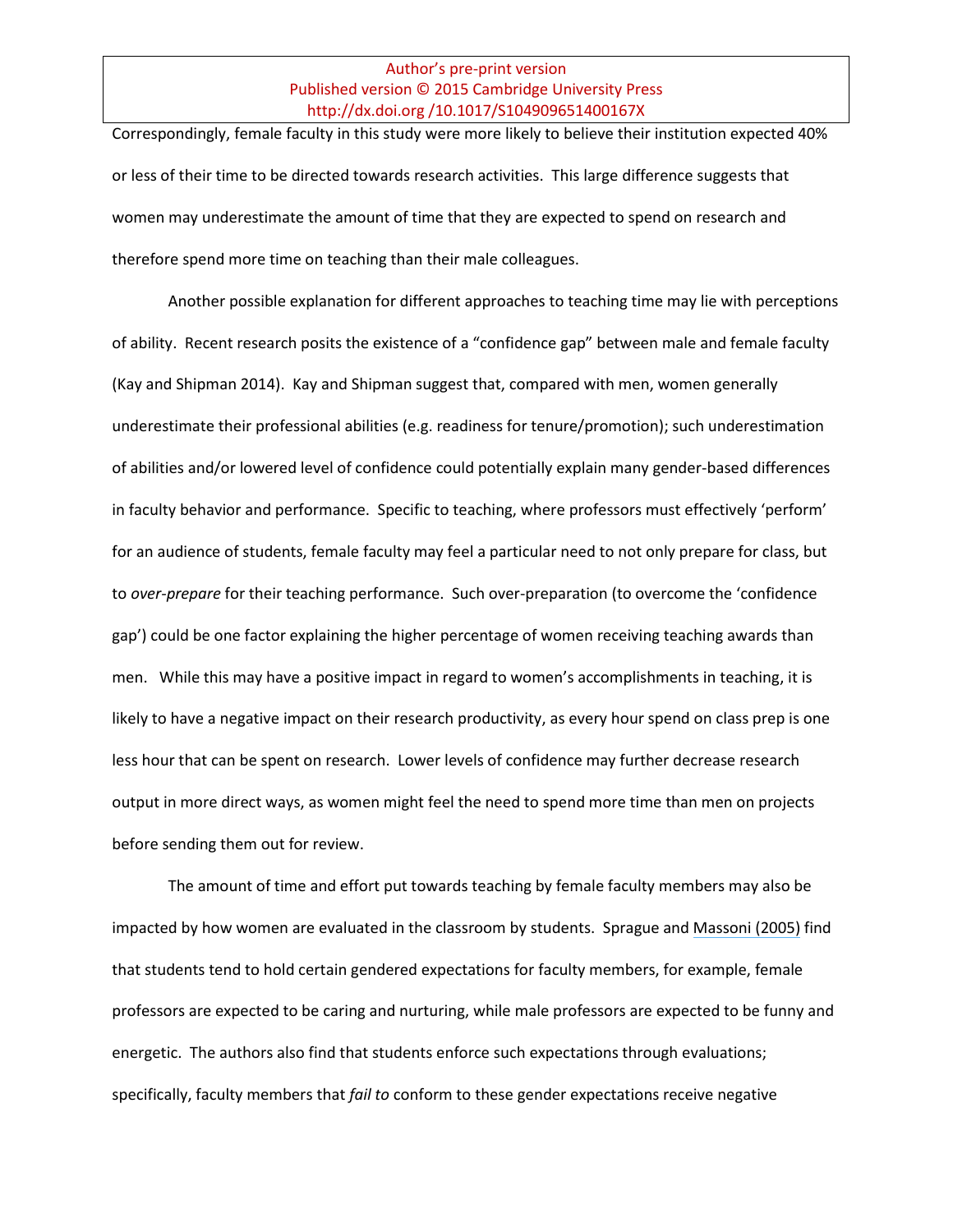Correspondingly, female faculty in this study were more likely to believe their institution expected 40% or less of their time to be directed towards research activities. This large difference suggests that women may underestimate the amount of time that they are expected to spend on research and therefore spend more time on teaching than their male colleagues.

Another possible explanation for different approaches to teaching time may lie with perceptions of ability. Recent research posits the existence of a "confidence gap" between male and female faculty (Kay and Shipman 2014). Kay and Shipman suggest that, compared with men, women generally underestimate their professional abilities (e.g. readiness for tenure/promotion); such underestimation of abilities and/or lowered level of confidence could potentially explain many gender-based differences in faculty behavior and performance. Specific to teaching, where professors must effectively 'perform' for an audience of students, female faculty may feel a particular need to not only prepare for class, but to *over-prepare* for their teaching performance. Such over-preparation (to overcome the 'confidence gap') could be one factor explaining the higher percentage of women receiving teaching awards than men. While this may have a positive impact in regard to women's accomplishments in teaching, it is likely to have a negative impact on their research productivity, as every hour spend on class prep is one less hour that can be spent on research. Lower levels of confidence may further decrease research output in more direct ways, as women might feel the need to spend more time than men on projects before sending them out for review.

The amount of time and effort put towards teaching by female faculty members may also be impacted by how women are evaluated in the classroom by students. Sprague and Massoni (2005) find that students tend to hold certain gendered expectations for faculty members, for example, female professors are expected to be caring and nurturing, while male professors are expected to be funny and energetic. The authors also find that students enforce such expectations through evaluations; specifically, faculty members that *fail to* conform to these gender expectations receive negative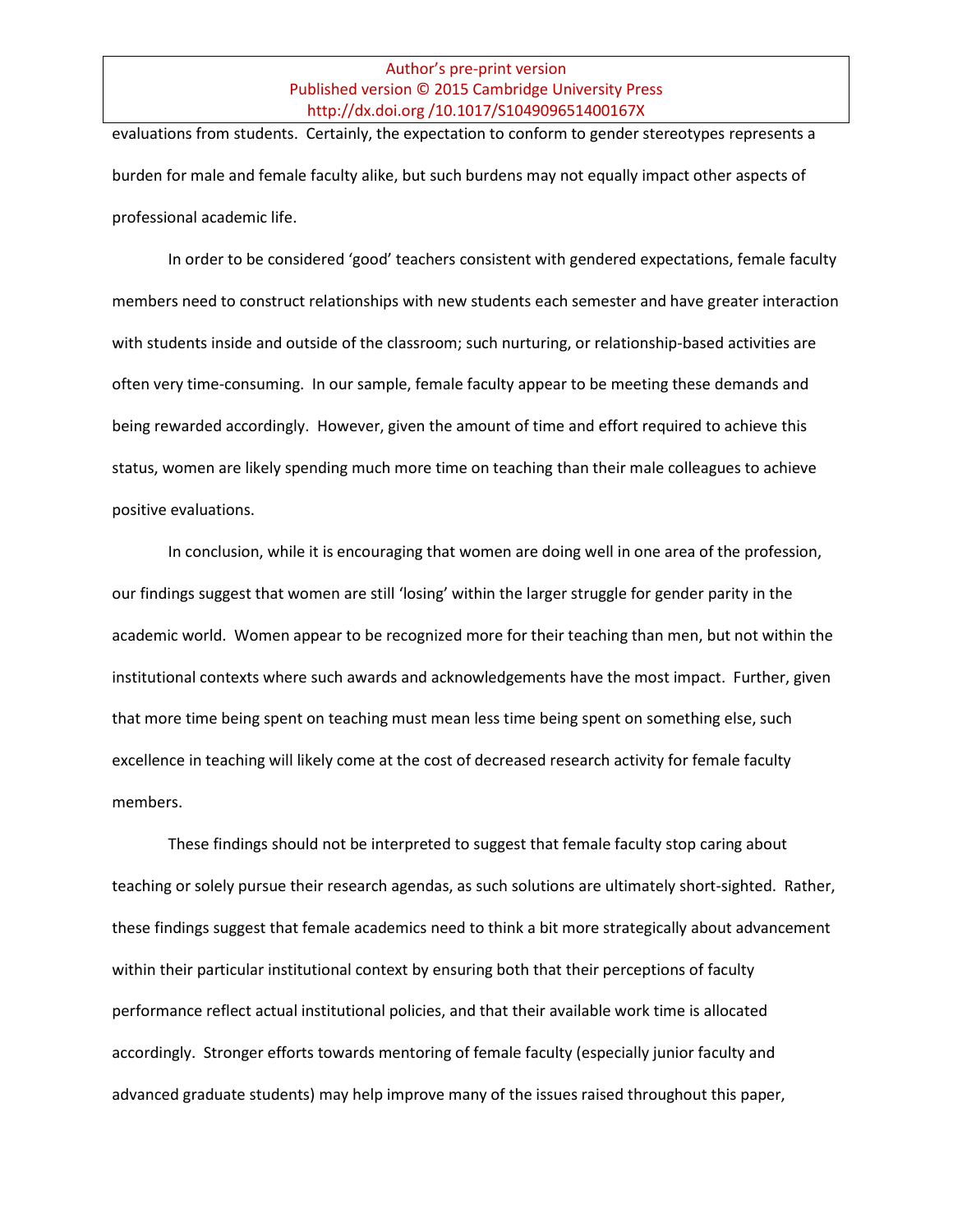evaluations from students. Certainly, the expectation to conform to gender stereotypes represents a burden for male and female faculty alike, but such burdens may not equally impact other aspects of professional academic life.

In order to be considered 'good' teachers consistent with gendered expectations, female faculty members need to construct relationships with new students each semester and have greater interaction with students inside and outside of the classroom; such nurturing, or relationship-based activities are often very time-consuming. In our sample, female faculty appear to be meeting these demands and being rewarded accordingly. However, given the amount of time and effort required to achieve this status, women are likely spending much more time on teaching than their male colleagues to achieve positive evaluations.

In conclusion, while it is encouraging that women are doing well in one area of the profession, our findings suggest that women are still 'losing' within the larger struggle for gender parity in the academic world. Women appear to be recognized more for their teaching than men, but not within the institutional contexts where such awards and acknowledgements have the most impact. Further, given that more time being spent on teaching must mean less time being spent on something else, such excellence in teaching will likely come at the cost of decreased research activity for female faculty members.

These findings should not be interpreted to suggest that female faculty stop caring about teaching or solely pursue their research agendas, as such solutions are ultimately short-sighted. Rather, these findings suggest that female academics need to think a bit more strategically about advancement within their particular institutional context by ensuring both that their perceptions of faculty performance reflect actual institutional policies, and that their available work time is allocated accordingly. Stronger efforts towards mentoring of female faculty (especially junior faculty and advanced graduate students) may help improve many of the issues raised throughout this paper,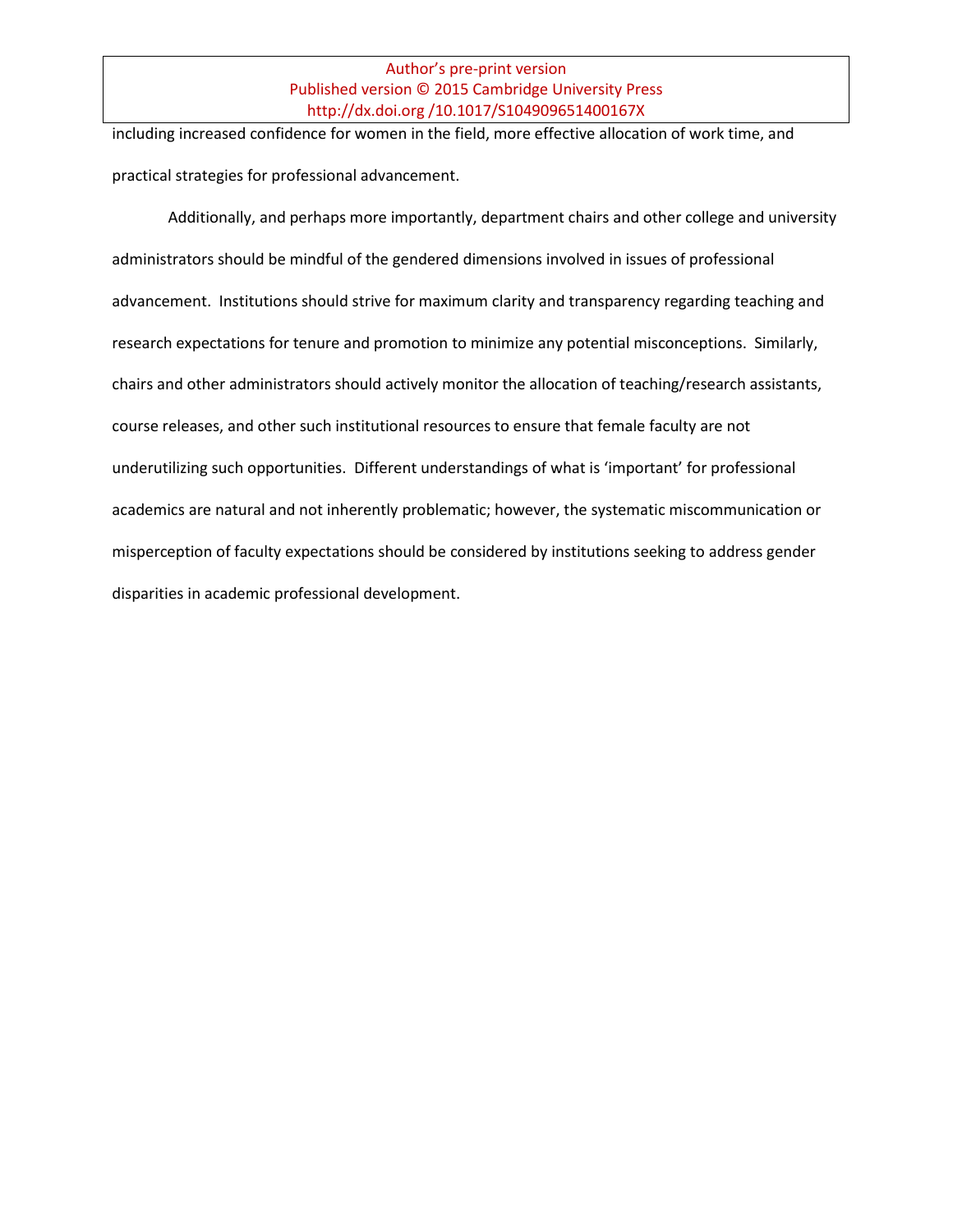including increased confidence for women in the field, more effective allocation of work time, and practical strategies for professional advancement.

Additionally, and perhaps more importantly, department chairs and other college and university administrators should be mindful of the gendered dimensions involved in issues of professional advancement. Institutions should strive for maximum clarity and transparency regarding teaching and research expectations for tenure and promotion to minimize any potential misconceptions. Similarly, chairs and other administrators should actively monitor the allocation of teaching/research assistants, course releases, and other such institutional resources to ensure that female faculty are not underutilizing such opportunities. Different understandings of what is 'important' for professional academics are natural and not inherently problematic; however, the systematic miscommunication or misperception of faculty expectations should be considered by institutions seeking to address gender disparities in academic professional development.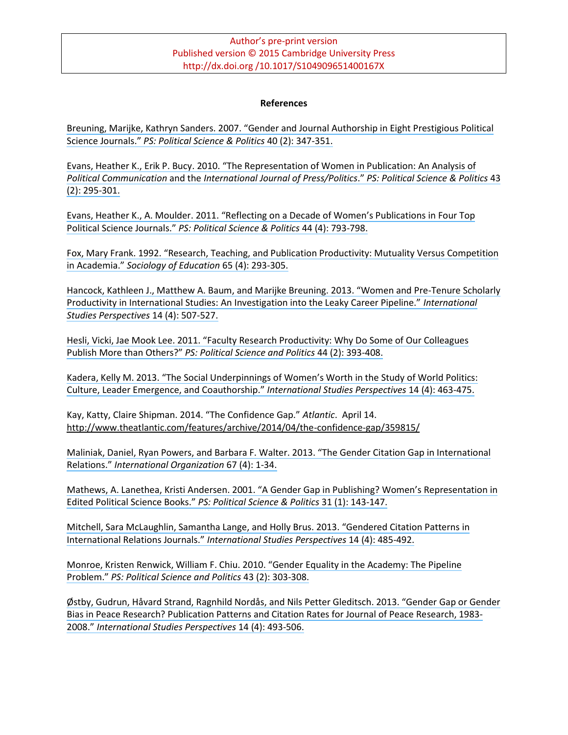Author's pre-print version
Published version © 2015 Cambridge University Press
http://dx.doi.org /10.1017/S104909651400167X

## References

Breuning, Marijke, Kathryn Sanders. 2007. "Gender and Journal Authorship in Eight Prestigious Political Science Journals." *PS: Political Science & Politics* 40 (2): 347-351.

Evans, Heather K., Erik P. Bucy. 2010. "The Representation of Women in Publication: An Analysis of *Political Communication* and the *International Journal of Press/Politics*." *PS: Political Science & Politics* 43 (2): 295-301.

Evans, Heather K., A. Moulder. 2011. "Reflecting on a Decade of Women's Publications in Four Top Political Science Journals." *PS: Political Science & Politics* 44 (4): 793-798.

Fox, Mary Frank. 1992. "Research, Teaching, and Publication Productivity: Mutuality Versus Competition in Academia." *Sociology of Education* 65 (4): 293-305.

Hancock, Kathleen J., Matthew A. Baum, and Marijke Breuning. 2013. "Women and Pre-Tenure Scholarly Productivity in International Studies: An Investigation into the Leaky Career Pipeline." *International Studies Perspectives* 14 (4): 507-527.

Hesli, Vicki, Jae Mook Lee. 2011. "Faculty Research Productivity: Why Do Some of Our Colleagues Publish More than Others?" *PS: Political Science and Politics* 44 (2): 393-408.

Kadera, Kelly M. 2013. "The Social Underpinnings of Women's Worth in the Study of World Politics: Culture, Leader Emergence, and Coauthorship." *International Studies Perspectives* 14 (4): 463-475.

Kay, Katty, Claire Shipman. 2014. "The Confidence Gap." *Atlantic*. April 14. http://www.theatlantic.com/features/archive/2014/04/the-confidence-gap/359815/

Maliniak, Daniel, Ryan Powers, and Barbara F. Walter. 2013. "The Gender Citation Gap in International Relations." *International Organization* 67 (4): 1-34.

Mathews, A. Lanethea, Kristi Andersen. 2001. "A Gender Gap in Publishing? Women's Representation in Edited Political Science Books." *PS: Political Science & Politics* 31 (1): 143-147.

Mitchell, Sara McLaughlin, Samantha Lange, and Holly Brus. 2013. "Gendered Citation Patterns in International Relations Journals." *International Studies Perspectives* 14 (4): 485-492.

Monroe, Kristen Renwick, William F. Chiu. 2010. "Gender Equality in the Academy: The Pipeline Problem." *PS: Political Science and Politics* 43 (2): 303-308.

Østby, Gudrun, Håvard Strand, Ragnhild Nordås, and Nils Petter Gleditsch. 2013. "Gender Gap or Gender Bias in Peace Research? Publication Patterns and Citation Rates for Journal of Peace Research, 1983-2008." *International Studies Perspectives* 14 (4): 493-506.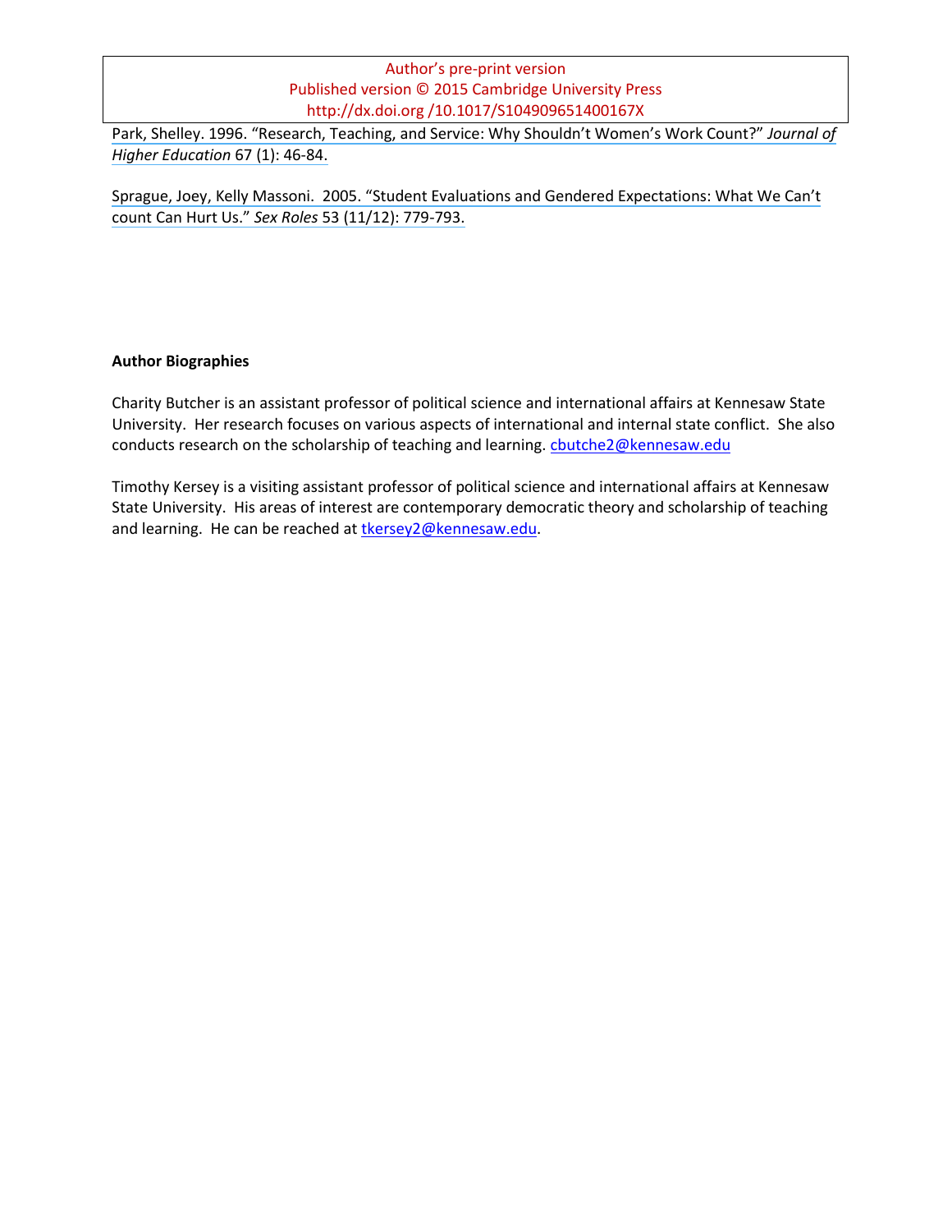Park, Shelley. 1996. "Research, Teaching, and Service: Why Shouldn't Women's Work Count?" *Journal of Higher Education* 67 (1): 46-84.

Sprague, Joey, Kelly Massoni. 2005. "Student Evaluations and Gendered Expectations: What We Can't count Can Hurt Us." *Sex Roles* 53 (11/12): 779-793.

**Author Biographies**

Charity Butcher is an assistant professor of political science and international affairs at Kennesaw State University. Her research focuses on various aspects of international and internal state conflict. She also conducts research on the scholarship of teaching and learning. cbutche2@kennesaw.edu

Timothy Kersey is a visiting assistant professor of political science and international affairs at Kennesaw State University. His areas of interest are contemporary democratic theory and scholarship of teaching and learning. He can be reached at tkersey2@kennesaw.edu.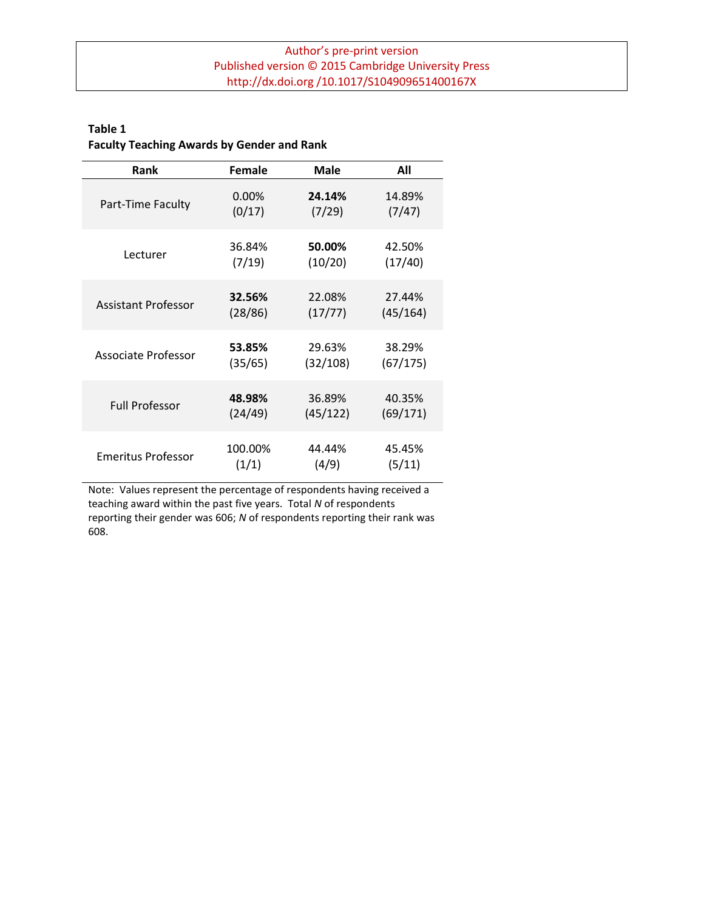**Table 1**
**Faculty Teaching Awards by Gender and Rank**

| Rank | Female | Male | All |
|---|---|---|---|
| Part-Time Faculty | 0.00% (0/17) | **24.14%** (7/29) | 14.89% (7/47) |
| Lecturer | 36.84% (7/19) | **50.00%** (10/20) | 42.50% (17/40) |
| Assistant Professor | **32.56%** (28/86) | 22.08% (17/77) | 27.44% (45/164) |
| Associate Professor | **53.85%** (35/65) | 29.63% (32/108) | 38.29% (67/175) |
| Full Professor | **48.98%** (24/49) | 36.89% (45/122) | 40.35% (69/171) |
| Emeritus Professor | 100.00% (1/1) | 44.44% (4/9) | 45.45% (5/11) |

Note: Values represent the percentage of respondents having received a teaching award within the past five years. Total *N* of respondents reporting their gender was 606; *N* of respondents reporting their rank was 608.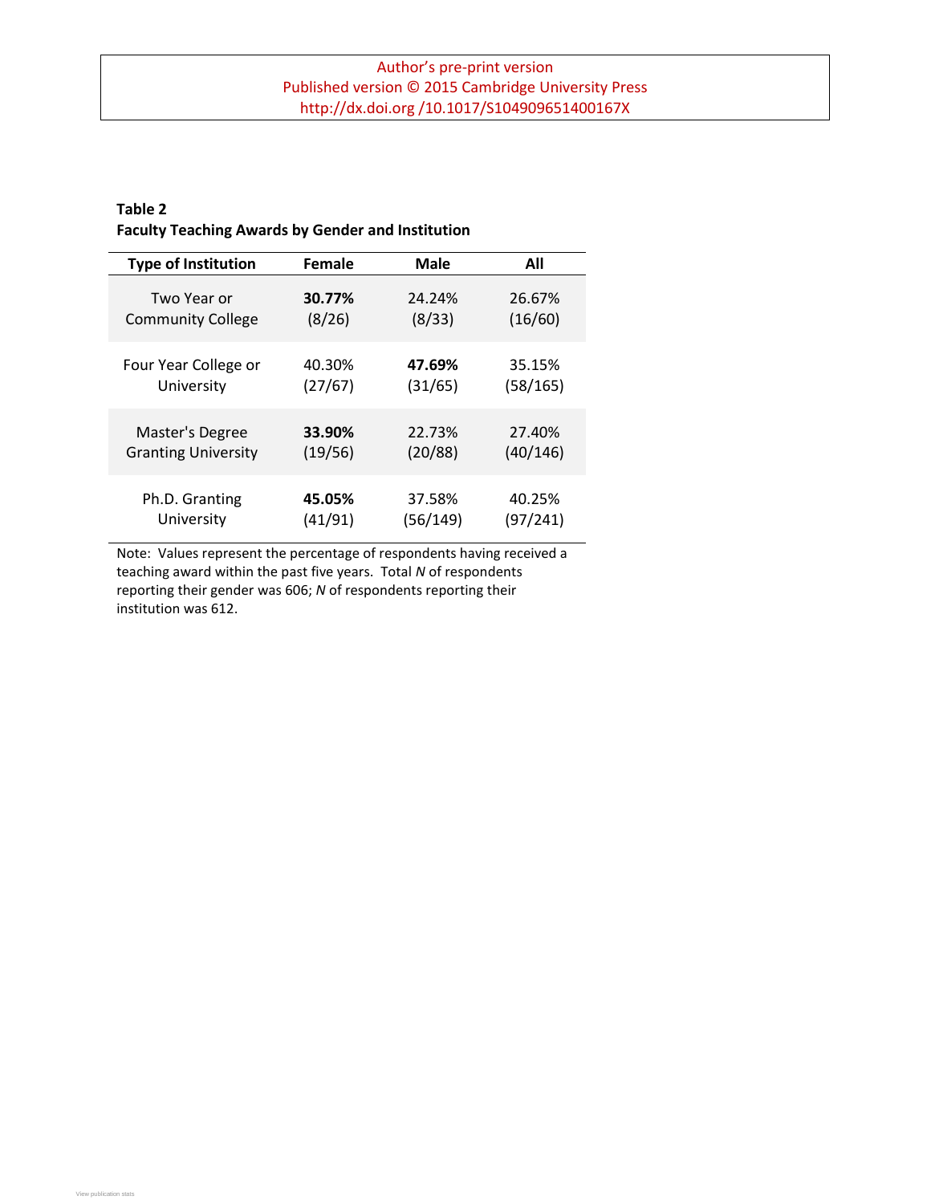**Table 2**
**Faculty Teaching Awards by Gender and Institution**

| Type of Institution | Female | Male | All |
|---|---|---|---|
| Two Year or Community College | **30.77%** (8/26) | 24.24% (8/33) | 26.67% (16/60) |
| Four Year College or University | 40.30% (27/67) | **47.69%** (31/65) | 35.15% (58/165) |
| Master's Degree Granting University | **33.90%** (19/56) | 22.73% (20/88) | 27.40% (40/146) |
| Ph.D. Granting University | **45.05%** (41/91) | 37.58% (56/149) | 40.25% (97/241) |

Note: Values represent the percentage of respondents having received a teaching award within the past five years. Total *N* of respondents reporting their gender was 606; *N* of respondents reporting their institution was 612.